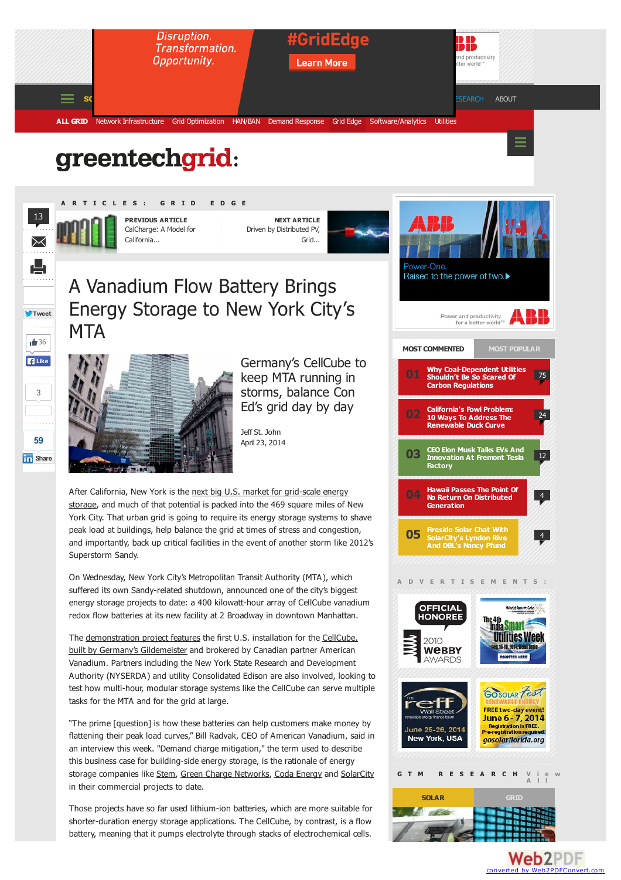# A Vanadium Flow Battery Brings Energy Storage to New York City's MTA

## Germany's CellCube to keep MTA running in storms, balance Con Ed's grid day by day

Jeff St. John
April 23, 2014

After California, New York is the next big U.S. market for grid-scale energy storage, and much of that potential is packed into the 469 square miles of New York City. That urban grid is going to require its energy storage systems to shave peak load at buildings, help balance the grid at times of stress and congestion, and importantly, back up critical facilities in the event of another storm like 2012's Superstorm Sandy.

On Wednesday, New York City's Metropolitan Transit Authority (MTA), which suffered its own Sandy-related shutdown, announced one of the city's biggest energy storage projects to date: a 400 kilowatt-hour array of CellCube vanadium redox flow batteries at its new facility at 2 Broadway in downtown Manhattan.

The demonstration project features the first U.S. installation for the CellCube, built by Germany's Gildemeister and brokered by Canadian partner American Vanadium. Partners including the New York State Research and Development Authority (NYSERDA) and utility Consolidated Edison are also involved, looking to test how multi-hour, modular storage systems like the CellCube can serve multiple tasks for the MTA and for the grid at large.

"The prime [question] is how these batteries can help customers make money by flattening their peak load curves," Bill Radvak, CEO of American Vanadium, said in an interview this week. "Demand charge mitigation," the term used to describe this business case for building-side energy storage, is the rationale of energy storage companies like Stem, Green Charge Networks, Coda Energy and SolarCity in their commercial projects to date.

Those projects have so far used lithium-ion batteries, which are more suitable for shorter-duration energy storage applications. The CellCube, by contrast, is a flow battery, meaning that it pumps electrolyte through stacks of electrochemical cells.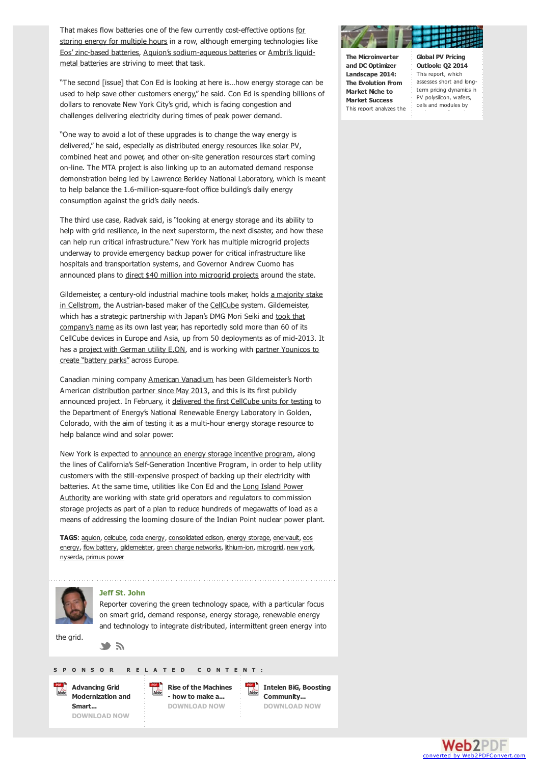That makes flow batteries one of the few currently cost-effective options for storing energy for multiple hours in a row, although emerging technologies like Eos' zinc-based batteries, Aquion's sodium-aqueous batteries or Ambri's liquid-metal batteries are striving to meet that task.

"The second [issue] that Con Ed is looking at here is…how energy storage can be used to help save other customers energy," he said. Con Ed is spending billions of dollars to renovate New York City's grid, which is facing congestion and challenges delivering electricity during times of peak power demand.

"One way to avoid a lot of these upgrades is to change the way energy is delivered," he said, especially as distributed energy resources like solar PV, combined heat and power, and other on-site generation resources start coming on-line. The MTA project is also linking up to an automated demand response demonstration being led by Lawrence Berkley National Laboratory, which is meant to help balance the 1.6-million-square-foot office building's daily energy consumption against the grid's daily needs.

The third use case, Radvak said, is "looking at energy storage and its ability to help with grid resilience, in the next superstorm, the next disaster, and how these can help run critical infrastructure." New York has multiple microgrid projects underway to provide emergency backup power for critical infrastructure like hospitals and transportation systems, and Governor Andrew Cuomo has announced plans to direct $40 million into microgrid projects around the state.

Gildemeister, a century-old industrial machine tools maker, holds a majority stake in Cellstrom, the Austrian-based maker of the CellCube system. Gildemeister, which has a strategic partnership with Japan's DMG Mori Seiki and took that company's name as its own last year, has reportedly sold more than 60 of its CellCube devices in Europe and Asia, up from 50 deployments as of mid-2013. It has a project with German utility E.ON, and is working with partner Younicos to create "battery parks" across Europe.

Canadian mining company American Vanadium has been Gildemeister's North American distribution partner since May 2013, and this is its first publicly announced project. In February, it delivered the first CellCube units for testing to the Department of Energy's National Renewable Energy Laboratory in Golden, Colorado, with the aim of testing it as a multi-hour energy storage resource to help balance wind and solar power.

New York is expected to announce an energy storage incentive program, along the lines of California's Self-Generation Incentive Program, in order to help utility customers with the still-expensive prospect of backing up their electricity with batteries. At the same time, utilities like Con Ed and the Long Island Power Authority are working with state grid operators and regulators to commission storage projects as part of a plan to reduce hundreds of megawatts of load as a means of addressing the looming closure of the Indian Point nuclear power plant.

**TAGS**: aquion, cellcube, coda energy, consolidated edison, energy storage, enervault, eos energy, flow battery, gildemeister, green charge networks, lithium-ion, microgrid, new york, nyserda, primus power

**Jeff St. John**

Reporter covering the green technology space, with a particular focus on smart grid, demand response, energy storage, renewable energy and technology to integrate distributed, intermittent green energy into the grid.

**SPONSOR RELATED CONTENT:**

- **Advancing Grid Modernization and Smart...** DOWNLOAD NOW
- **Rise of the Machines - how to make a...** DOWNLOAD NOW
- **Intelen BiG, Boosting Community...** DOWNLOAD NOW

**The Microinverter and DC Optimizer Landscape 2014: The Evolution From Market Niche to Market Success**
This report analyzes the

**Global PV Pricing Outlook: Q2 2014**
This report, which assesses short and long-term pricing dynamics in PV polysilicon, wafers, cells and modules by